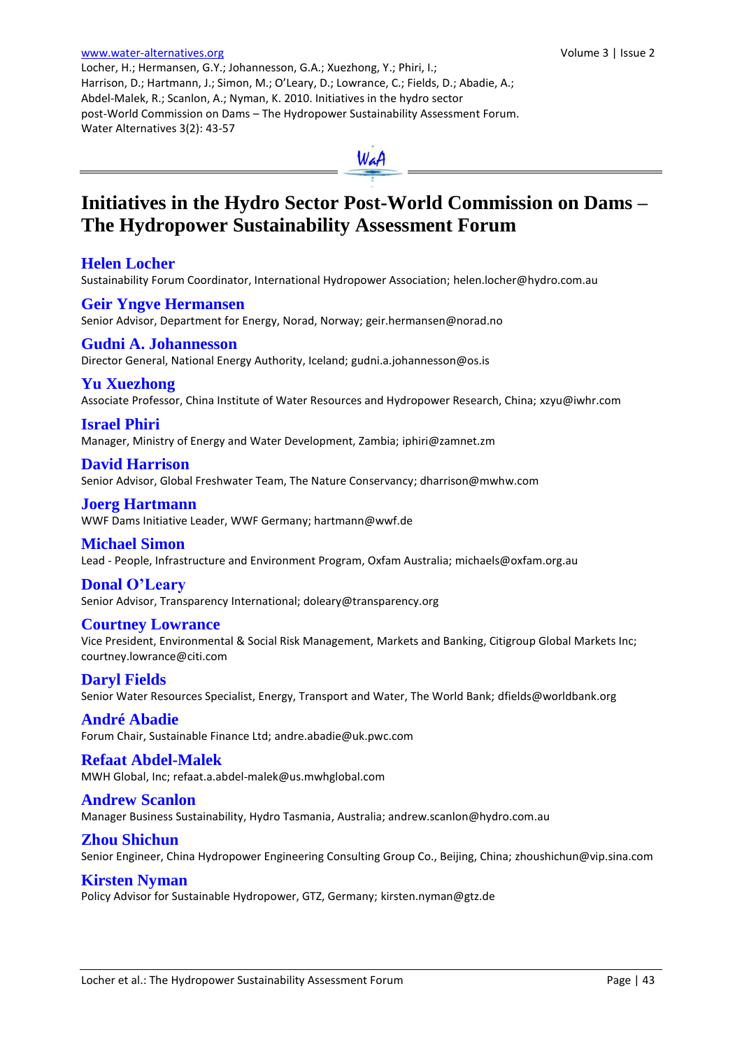www.water-alternatives.org

Locher, H.; Hermansen, G.Y.; Johannesson, G.A.; Xuezhong, Y.; Phiri, I.; Harrison, D.; Hartmann, J.; Simon, M.; O'Leary, D.; Lowrance, C.; Fields, D.; Abadie, A.; Abdel-Malek, R.; Scanlon, A.; Nyman, K. 2010. Initiatives in the hydro sector post-World Commission on Dams – The Hydropower Sustainability Assessment Forum. Water Alternatives 3(2): 43-57

# Initiatives in the Hydro Sector Post-World Commission on Dams – The Hydropower Sustainability Assessment Forum

## Helen Locher

Sustainability Forum Coordinator, International Hydropower Association; helen.locher@hydro.com.au

## Geir Yngve Hermansen

Senior Advisor, Department for Energy, Norad, Norway; geir.hermansen@norad.no

## Gudni A. Johannesson

Director General, National Energy Authority, Iceland; gudni.a.johannesson@os.is

## Yu Xuezhong

Associate Professor, China Institute of Water Resources and Hydropower Research, China; xzyu@iwhr.com

## Israel Phiri

Manager, Ministry of Energy and Water Development, Zambia; iphiri@zamnet.zm

## David Harrison

Senior Advisor, Global Freshwater Team, The Nature Conservancy; dharrison@mwhw.com

## Joerg Hartmann

WWF Dams Initiative Leader, WWF Germany; hartmann@wwf.de

## Michael Simon

Lead - People, Infrastructure and Environment Program, Oxfam Australia; michaels@oxfam.org.au

## Donal O'Leary

Senior Advisor, Transparency International; doleary@transparency.org

## Courtney Lowrance

Vice President, Environmental & Social Risk Management, Markets and Banking, Citigroup Global Markets Inc; courtney.lowrance@citi.com

## Daryl Fields

Senior Water Resources Specialist, Energy, Transport and Water, The World Bank; dfields@worldbank.org

## André Abadie

Forum Chair, Sustainable Finance Ltd; andre.abadie@uk.pwc.com

## Refaat Abdel-Malek

MWH Global, Inc; refaat.a.abdel-malek@us.mwhglobal.com

## Andrew Scanlon

Manager Business Sustainability, Hydro Tasmania, Australia; andrew.scanlon@hydro.com.au

## Zhou Shichun

Senior Engineer, China Hydropower Engineering Consulting Group Co., Beijing, China; zhoushichun@vip.sina.com

## Kirsten Nyman

Policy Advisor for Sustainable Hydropower, GTZ, Germany; kirsten.nyman@gtz.de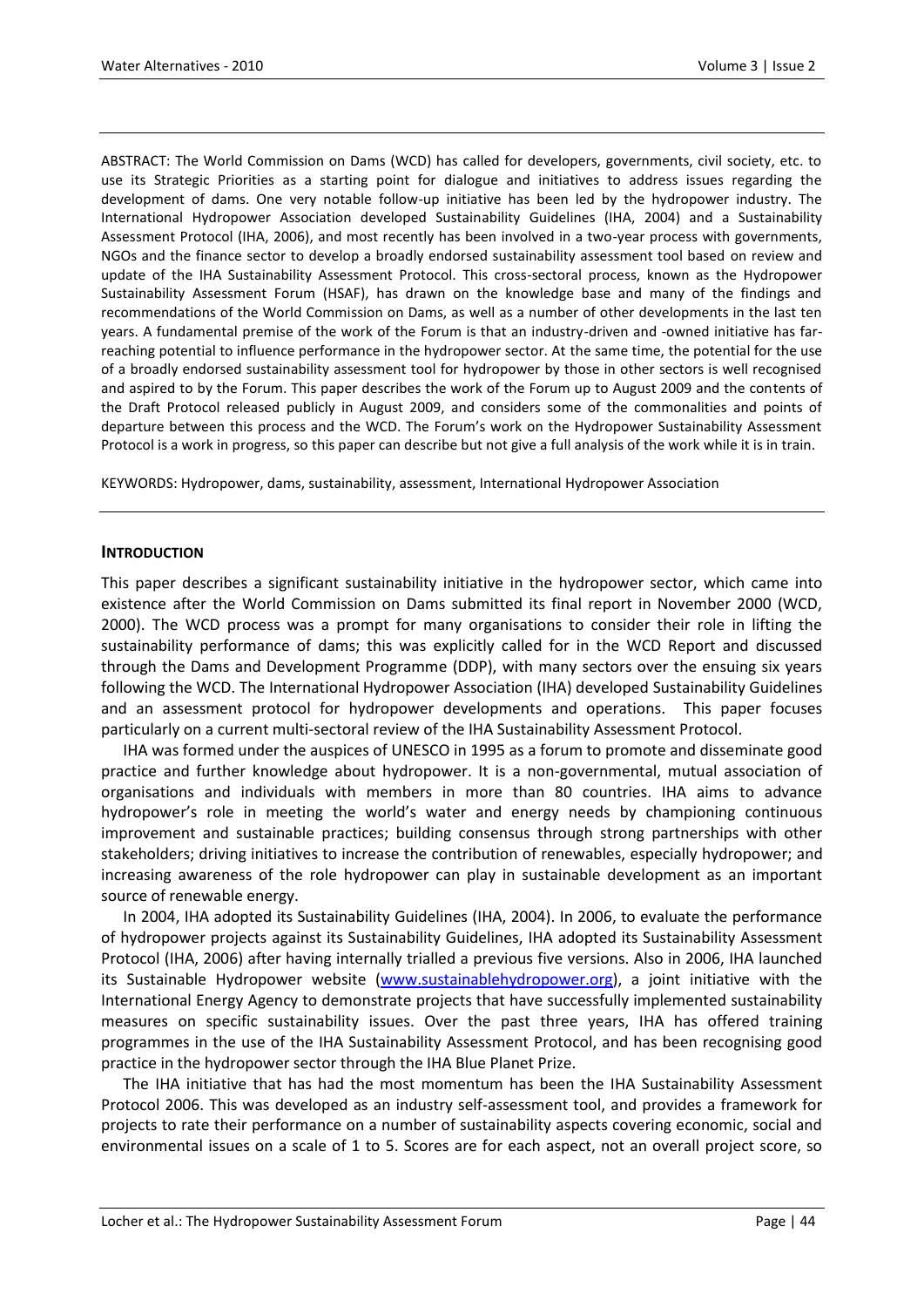ABSTRACT: The World Commission on Dams (WCD) has called for developers, governments, civil society, etc. to use its Strategic Priorities as a starting point for dialogue and initiatives to address issues regarding the development of dams. One very notable follow-up initiative has been led by the hydropower industry. The International Hydropower Association developed Sustainability Guidelines (IHA, 2004) and a Sustainability Assessment Protocol (IHA, 2006), and most recently has been involved in a two-year process with governments, NGOs and the finance sector to develop a broadly endorsed sustainability assessment tool based on review and update of the IHA Sustainability Assessment Protocol. This cross-sectoral process, known as the Hydropower Sustainability Assessment Forum (HSAF), has drawn on the knowledge base and many of the findings and recommendations of the World Commission on Dams, as well as a number of other developments in the last ten years. A fundamental premise of the work of the Forum is that an industry-driven and -owned initiative has far-reaching potential to influence performance in the hydropower sector. At the same time, the potential for the use of a broadly endorsed sustainability assessment tool for hydropower by those in other sectors is well recognised and aspired to by the Forum. This paper describes the work of the Forum up to August 2009 and the contents of the Draft Protocol released publicly in August 2009, and considers some of the commonalities and points of departure between this process and the WCD. The Forum's work on the Hydropower Sustainability Assessment Protocol is a work in progress, so this paper can describe but not give a full analysis of the work while it is in train.

KEYWORDS: Hydropower, dams, sustainability, assessment, International Hydropower Association

## INTRODUCTION

This paper describes a significant sustainability initiative in the hydropower sector, which came into existence after the World Commission on Dams submitted its final report in November 2000 (WCD, 2000). The WCD process was a prompt for many organisations to consider their role in lifting the sustainability performance of dams; this was explicitly called for in the WCD Report and discussed through the Dams and Development Programme (DDP), with many sectors over the ensuing six years following the WCD. The International Hydropower Association (IHA) developed Sustainability Guidelines and an assessment protocol for hydropower developments and operations. This paper focuses particularly on a current multi-sectoral review of the IHA Sustainability Assessment Protocol.

IHA was formed under the auspices of UNESCO in 1995 as a forum to promote and disseminate good practice and further knowledge about hydropower. It is a non-governmental, mutual association of organisations and individuals with members in more than 80 countries. IHA aims to advance hydropower's role in meeting the world's water and energy needs by championing continuous improvement and sustainable practices; building consensus through strong partnerships with other stakeholders; driving initiatives to increase the contribution of renewables, especially hydropower; and increasing awareness of the role hydropower can play in sustainable development as an important source of renewable energy.

In 2004, IHA adopted its Sustainability Guidelines (IHA, 2004). In 2006, to evaluate the performance of hydropower projects against its Sustainability Guidelines, IHA adopted its Sustainability Assessment Protocol (IHA, 2006) after having internally trialled a previous five versions. Also in 2006, IHA launched its Sustainable Hydropower website (www.sustainablehydropower.org), a joint initiative with the International Energy Agency to demonstrate projects that have successfully implemented sustainability measures on specific sustainability issues. Over the past three years, IHA has offered training programmes in the use of the IHA Sustainability Assessment Protocol, and has been recognising good practice in the hydropower sector through the IHA Blue Planet Prize.

The IHA initiative that has had the most momentum has been the IHA Sustainability Assessment Protocol 2006. This was developed as an industry self-assessment tool, and provides a framework for projects to rate their performance on a number of sustainability aspects covering economic, social and environmental issues on a scale of 1 to 5. Scores are for each aspect, not an overall project score, so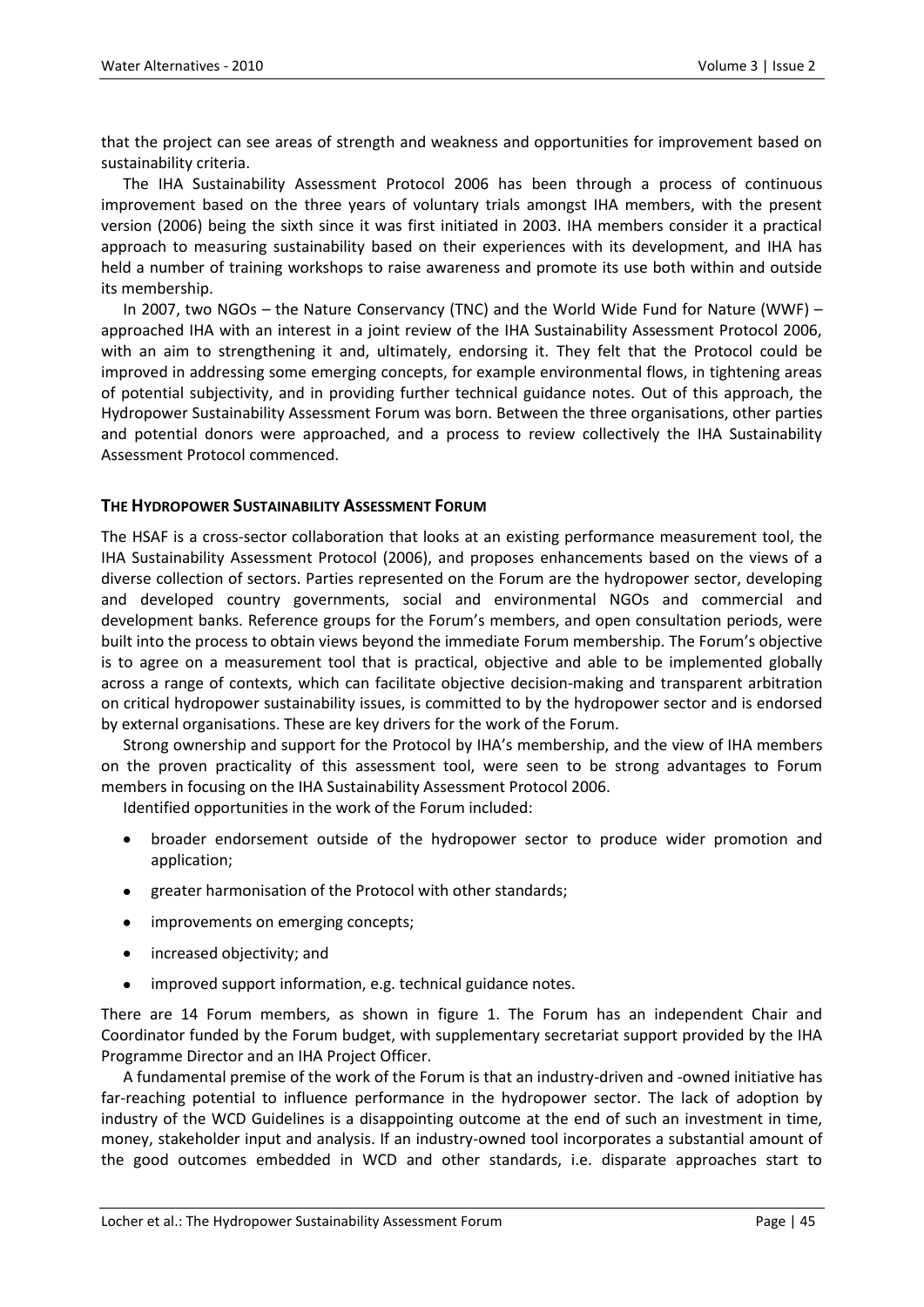that the project can see areas of strength and weakness and opportunities for improvement based on sustainability criteria.

The IHA Sustainability Assessment Protocol 2006 has been through a process of continuous improvement based on the three years of voluntary trials amongst IHA members, with the present version (2006) being the sixth since it was first initiated in 2003. IHA members consider it a practical approach to measuring sustainability based on their experiences with its development, and IHA has held a number of training workshops to raise awareness and promote its use both within and outside its membership.

In 2007, two NGOs – the Nature Conservancy (TNC) and the World Wide Fund for Nature (WWF) – approached IHA with an interest in a joint review of the IHA Sustainability Assessment Protocol 2006, with an aim to strengthening it and, ultimately, endorsing it. They felt that the Protocol could be improved in addressing some emerging concepts, for example environmental flows, in tightening areas of potential subjectivity, and in providing further technical guidance notes. Out of this approach, the Hydropower Sustainability Assessment Forum was born. Between the three organisations, other parties and potential donors were approached, and a process to review collectively the IHA Sustainability Assessment Protocol commenced.

## THE HYDROPOWER SUSTAINABILITY ASSESSMENT FORUM

The HSAF is a cross-sector collaboration that looks at an existing performance measurement tool, the IHA Sustainability Assessment Protocol (2006), and proposes enhancements based on the views of a diverse collection of sectors. Parties represented on the Forum are the hydropower sector, developing and developed country governments, social and environmental NGOs and commercial and development banks. Reference groups for the Forum's members, and open consultation periods, were built into the process to obtain views beyond the immediate Forum membership. The Forum's objective is to agree on a measurement tool that is practical, objective and able to be implemented globally across a range of contexts, which can facilitate objective decision-making and transparent arbitration on critical hydropower sustainability issues, is committed to by the hydropower sector and is endorsed by external organisations. These are key drivers for the work of the Forum.

Strong ownership and support for the Protocol by IHA's membership, and the view of IHA members on the proven practicality of this assessment tool, were seen to be strong advantages to Forum members in focusing on the IHA Sustainability Assessment Protocol 2006.

Identified opportunities in the work of the Forum included:

- broader endorsement outside of the hydropower sector to produce wider promotion and application;
- greater harmonisation of the Protocol with other standards;
- improvements on emerging concepts;
- increased objectivity; and
- improved support information, e.g. technical guidance notes.

There are 14 Forum members, as shown in figure 1. The Forum has an independent Chair and Coordinator funded by the Forum budget, with supplementary secretariat support provided by the IHA Programme Director and an IHA Project Officer.

A fundamental premise of the work of the Forum is that an industry-driven and -owned initiative has far-reaching potential to influence performance in the hydropower sector. The lack of adoption by industry of the WCD Guidelines is a disappointing outcome at the end of such an investment in time, money, stakeholder input and analysis. If an industry-owned tool incorporates a substantial amount of the good outcomes embedded in WCD and other standards, i.e. disparate approaches start to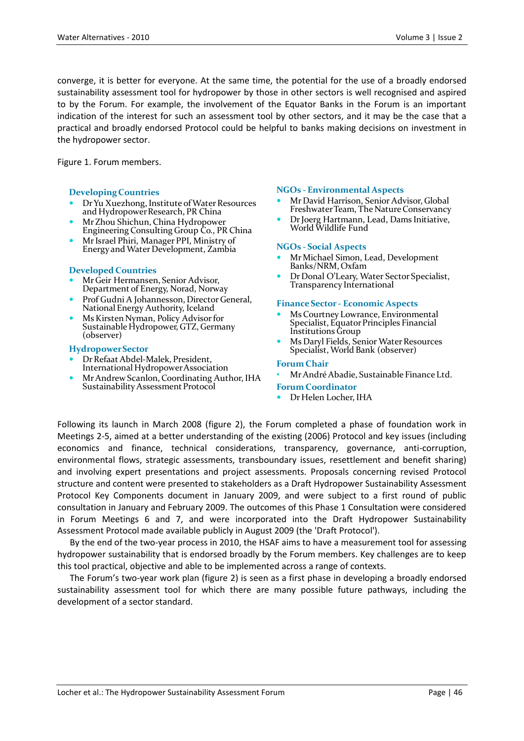converge, it is better for everyone. At the same time, the potential for the use of a broadly endorsed sustainability assessment tool for hydropower by those in other sectors is well recognised and aspired to by the Forum. For example, the involvement of the Equator Banks in the Forum is an important indication of the interest for such an assessment tool by other sectors, and it may be the case that a practical and broadly endorsed Protocol could be helpful to banks making decisions on investment in the hydropower sector.

Figure 1. Forum members.

**Developing Countries**

- Dr Yu Xuezhong, Institute of Water Resources and Hydropower Research, PR China
- Mr Zhou Shichun, China Hydropower Engineering Consulting Group Co., PR China
- Mr Israel Phiri, Manager PPI, Ministry of Energy and Water Development, Zambia

**Developed Countries**

- Mr Geir Hermansen, Senior Advisor, Department of Energy, Norad, Norway
- Prof Gudni A Johannesson, Director General, National Energy Authority, Iceland
- Ms Kirsten Nyman, Policy Advisor for Sustainable Hydropower, GTZ, Germany (observer)

**Hydropower Sector**

- Dr Refaat Abdel-Malek, President, International Hydropower Association
- Mr Andrew Scanlon, Coordinating Author, IHA Sustainability Assessment Protocol

**NGOs - Environmental Aspects**

- Mr David Harrison, Senior Advisor, Global Freshwater Team, The Nature Conservancy
- Dr Joerg Hartmann, Lead, Dams Initiative, World Wildlife Fund

**NGOs - Social Aspects**

- Mr Michael Simon, Lead, Development Banks/NRM, Oxfam
- Dr Donal O'Leary, Water Sector Specialist, Transparency International

**Finance Sector - Economic Aspects**

- Ms Courtney Lowrance, Environmental Specialist, Equator Principles Financial Institutions Group
- Ms Daryl Fields, Senior Water Resources Specialist, World Bank (observer)

**Forum Chair**

- Mr André Abadie, Sustainable Finance Ltd.

**Forum Coordinator**

- Dr Helen Locher, IHA

Following its launch in March 2008 (figure 2), the Forum completed a phase of foundation work in Meetings 2-5, aimed at a better understanding of the existing (2006) Protocol and key issues (including economics and finance, technical considerations, transparency, governance, anti-corruption, environmental flows, strategic assessments, transboundary issues, resettlement and benefit sharing) and involving expert presentations and project assessments. Proposals concerning revised Protocol structure and content were presented to stakeholders as a Draft Hydropower Sustainability Assessment Protocol Key Components document in January 2009, and were subject to a first round of public consultation in January and February 2009. The outcomes of this Phase 1 Consultation were considered in Forum Meetings 6 and 7, and were incorporated into the Draft Hydropower Sustainability Assessment Protocol made available publicly in August 2009 (the 'Draft Protocol').

By the end of the two-year process in 2010, the HSAF aims to have a measurement tool for assessing hydropower sustainability that is endorsed broadly by the Forum members. Key challenges are to keep this tool practical, objective and able to be implemented across a range of contexts.

The Forum's two-year work plan (figure 2) is seen as a first phase in developing a broadly endorsed sustainability assessment tool for which there are many possible future pathways, including the development of a sector standard.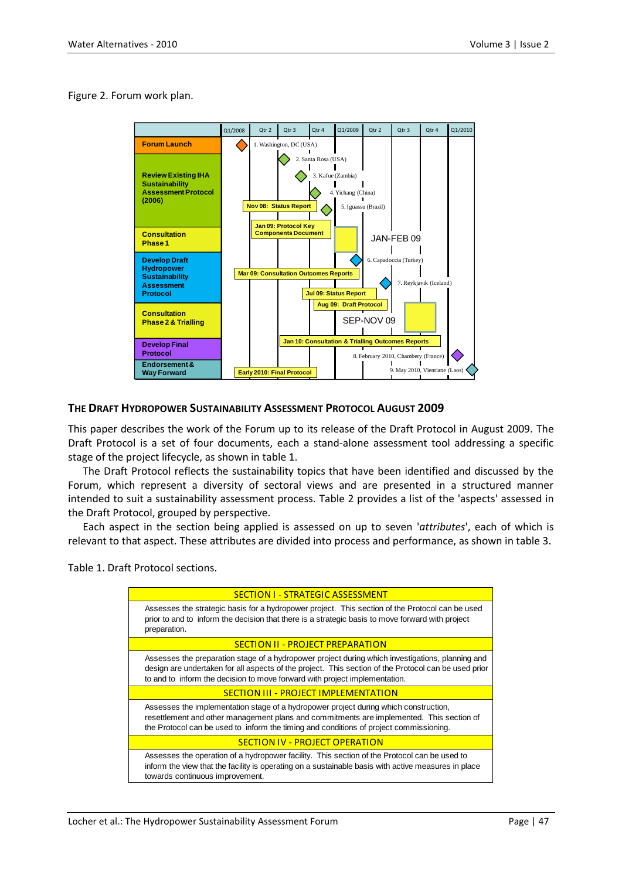Figure 2. Forum work plan.

## THE DRAFT HYDROPOWER SUSTAINABILITY ASSESSMENT PROTOCOL AUGUST 2009

This paper describes the work of the Forum up to its release of the Draft Protocol in August 2009. The Draft Protocol is a set of four documents, each a stand-alone assessment tool addressing a specific stage of the project lifecycle, as shown in table 1.

The Draft Protocol reflects the sustainability topics that have been identified and discussed by the Forum, which represent a diversity of sectoral views and are presented in a structured manner intended to suit a sustainability assessment process. Table 2 provides a list of the 'aspects' assessed in the Draft Protocol, grouped by perspective.

Each aspect in the section being applied is assessed on up to seven '*attributes*', each of which is relevant to that aspect. These attributes are divided into process and performance, as shown in table 3.

Table 1. Draft Protocol sections.

| SECTION I - STRATEGIC ASSESSMENT |
| --- |
| Assesses the strategic basis for a hydropower project. This section of the Protocol can be used prior to and to inform the decision that there is a strategic basis to move forward with project preparation. |
| **SECTION II - PROJECT PREPARATION** |
| Assesses the preparation stage of a hydropower project during which investigations, planning and design are undertaken for all aspects of the project. This section of the Protocol can be used prior to and to inform the decision to move forward with project implementation. |
| **SECTION III - PROJECT IMPLEMENTATION** |
| Assesses the implementation stage of a hydropower project during which construction, resettlement and other management plans and commitments are implemented. This section of the Protocol can be used to inform the timing and conditions of project commissioning. |
| **SECTION IV - PROJECT OPERATION** |
| Assesses the operation of a hydropower facility. This section of the Protocol can be used to inform the view that the facility is operating on a sustainable basis with active measures in place towards continuous improvement. |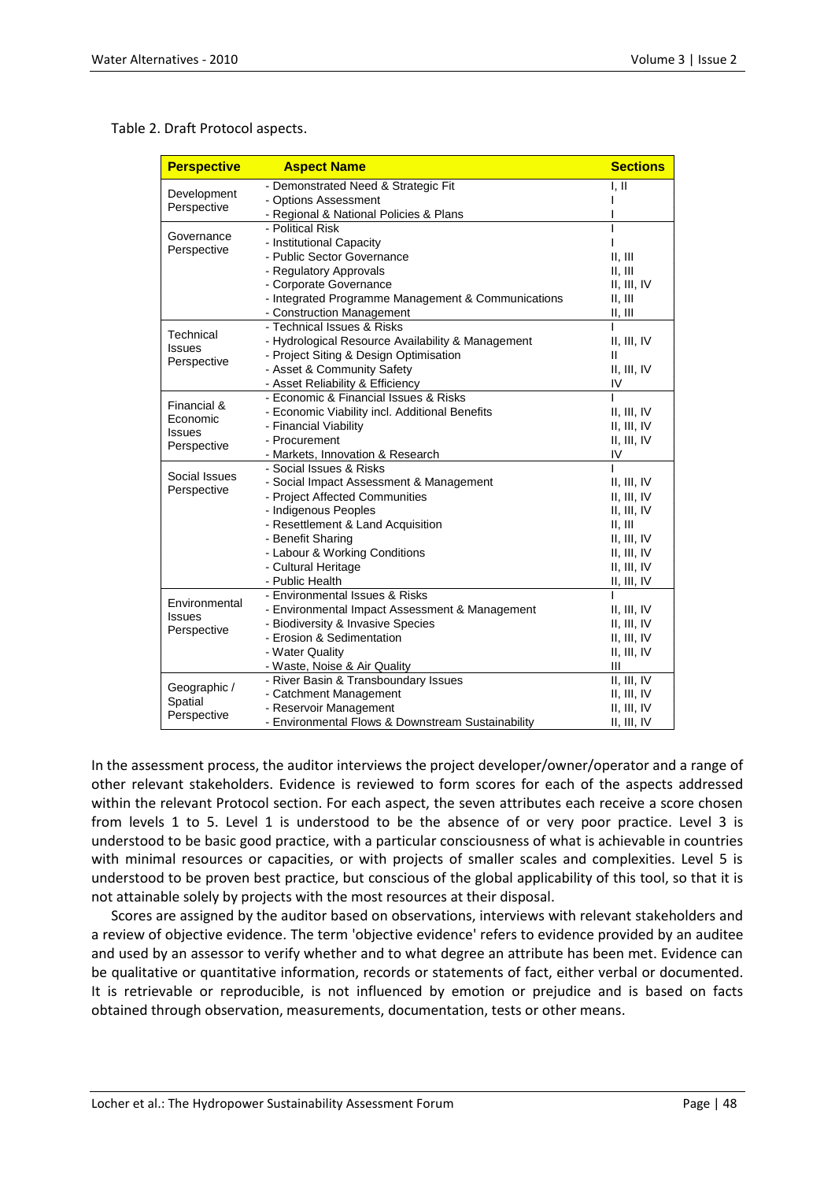Table 2. Draft Protocol aspects.

| Perspective | Aspect Name | Sections |
|---|---|---|
| Development Perspective | - Demonstrated Need & Strategic Fit | I, II |
| | - Options Assessment | I |
| | - Regional & National Policies & Plans | I |
| Governance Perspective | - Political Risk | I |
| | - Institutional Capacity | I |
| | - Public Sector Governance | II, III |
| | - Regulatory Approvals | II, III |
| | - Corporate Governance | II, III, IV |
| | - Integrated Programme Management & Communications | II, III |
| | - Construction Management | II, III |
| Technical Issues Perspective | - Technical Issues & Risks | I |
| | - Hydrological Resource Availability & Management | II, III, IV |
| | - Project Siting & Design Optimisation | II |
| | - Asset & Community Safety | II, III, IV |
| | - Asset Reliability & Efficiency | IV |
| Financial & Economic Issues Perspective | - Economic & Financial Issues & Risks | I |
| | - Economic Viability incl. Additional Benefits | II, III, IV |
| | - Financial Viability | II, III, IV |
| | - Procurement | II, III, IV |
| | - Markets, Innovation & Research | IV |
| Social Issues Perspective | - Social Issues & Risks | I |
| | - Social Impact Assessment & Management | II, III, IV |
| | - Project Affected Communities | II, III, IV |
| | - Indigenous Peoples | II, III, IV |
| | - Resettlement & Land Acquisition | II, III |
| | - Benefit Sharing | II, III, IV |
| | - Labour & Working Conditions | II, III, IV |
| | - Cultural Heritage | II, III, IV |
| | - Public Health | II, III, IV |
| Environmental Issues Perspective | - Environmental Issues & Risks | I |
| | - Environmental Impact Assessment & Management | II, III, IV |
| | - Biodiversity & Invasive Species | II, III, IV |
| | - Erosion & Sedimentation | II, III, IV |
| | - Water Quality | II, III, IV |
| | - Waste, Noise & Air Quality | III |
| Geographic / Spatial Perspective | - River Basin & Transboundary Issues | II, III, IV |
| | - Catchment Management | II, III, IV |
| | - Reservoir Management | II, III, IV |
| | - Environmental Flows & Downstream Sustainability | II, III, IV |

In the assessment process, the auditor interviews the project developer/owner/operator and a range of other relevant stakeholders. Evidence is reviewed to form scores for each of the aspects addressed within the relevant Protocol section. For each aspect, the seven attributes each receive a score chosen from levels 1 to 5. Level 1 is understood to be the absence of or very poor practice. Level 3 is understood to be basic good practice, with a particular consciousness of what is achievable in countries with minimal resources or capacities, or with projects of smaller scales and complexities. Level 5 is understood to be proven best practice, but conscious of the global applicability of this tool, so that it is not attainable solely by projects with the most resources at their disposal.

Scores are assigned by the auditor based on observations, interviews with relevant stakeholders and a review of objective evidence. The term 'objective evidence' refers to evidence provided by an auditee and used by an assessor to verify whether and to what degree an attribute has been met. Evidence can be qualitative or quantitative information, records or statements of fact, either verbal or documented. It is retrievable or reproducible, is not influenced by emotion or prejudice and is based on facts obtained through observation, measurements, documentation, tests or other means.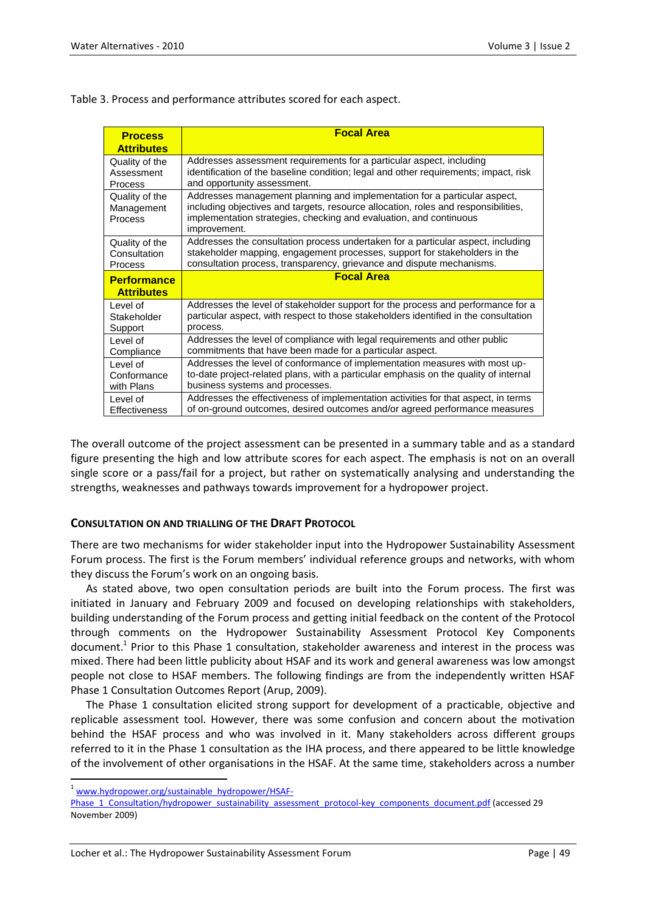Table 3. Process and performance attributes scored for each aspect.

| Process Attributes | Focal Area |
|---|---|
| Quality of the Assessment Process | Addresses assessment requirements for a particular aspect, including identification of the baseline condition; legal and other requirements; impact, risk and opportunity assessment. |
| Quality of the Management Process | Addresses management planning and implementation for a particular aspect, including objectives and targets, resource allocation, roles and responsibilities, implementation strategies, checking and evaluation, and continuous improvement. |
| Quality of the Consultation Process | Addresses the consultation process undertaken for a particular aspect, including stakeholder mapping, engagement processes, support for stakeholders in the consultation process, transparency, grievance and dispute mechanisms. |
| **Performance Attributes** | **Focal Area** |
| Level of Stakeholder Support | Addresses the level of stakeholder support for the process and performance for a particular aspect, with respect to those stakeholders identified in the consultation process. |
| Level of Compliance | Addresses the level of compliance with legal requirements and other public commitments that have been made for a particular aspect. |
| Level of Conformance with Plans | Addresses the level of conformance of implementation measures with most up-to-date project-related plans, with a particular emphasis on the quality of internal business systems and processes. |
| Level of Effectiveness | Addresses the effectiveness of implementation activities for that aspect, in terms of on-ground outcomes, desired outcomes and/or agreed performance measures |

The overall outcome of the project assessment can be presented in a summary table and as a standard figure presenting the high and low attribute scores for each aspect. The emphasis is not on an overall single score or a pass/fail for a project, but rather on systematically analysing and understanding the strengths, weaknesses and pathways towards improvement for a hydropower project.

## CONSULTATION ON AND TRIALLING OF THE DRAFT PROTOCOL

There are two mechanisms for wider stakeholder input into the Hydropower Sustainability Assessment Forum process. The first is the Forum members' individual reference groups and networks, with whom they discuss the Forum's work on an ongoing basis.

As stated above, two open consultation periods are built into the Forum process. The first was initiated in January and February 2009 and focused on developing relationships with stakeholders, building understanding of the Forum process and getting initial feedback on the content of the Protocol through comments on the Hydropower Sustainability Assessment Protocol Key Components document.[1] Prior to this Phase 1 consultation, stakeholder awareness and interest in the process was mixed. There had been little publicity about HSAF and its work and general awareness was low amongst people not close to HSAF members. The following findings are from the independently written HSAF Phase 1 Consultation Outcomes Report (Arup, 2009).

The Phase 1 consultation elicited strong support for development of a practicable, objective and replicable assessment tool. However, there was some confusion and concern about the motivation behind the HSAF process and who was involved in it. Many stakeholders across different groups referred to it in the Phase 1 consultation as the IHA process, and there appeared to be little knowledge of the involvement of other organisations in the HSAF. At the same time, stakeholders across a number

---

[1] www.hydropower.org/sustainable_hydropower/HSAF-Phase_1_Consultation/hydropower_sustainability_assessment_protocol-key_components_document.pdf (accessed 29 November 2009)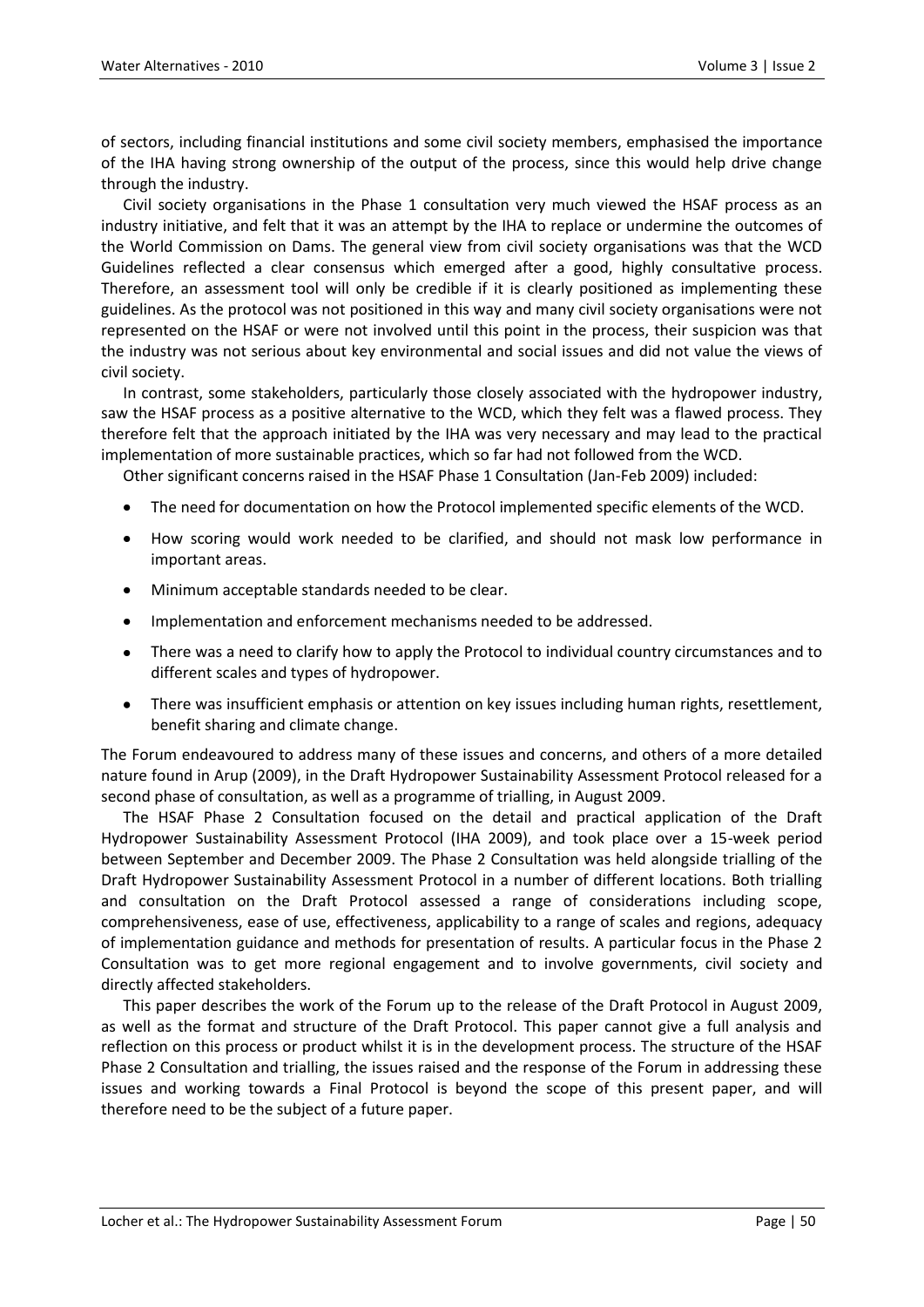of sectors, including financial institutions and some civil society members, emphasised the importance of the IHA having strong ownership of the output of the process, since this would help drive change through the industry.

Civil society organisations in the Phase 1 consultation very much viewed the HSAF process as an industry initiative, and felt that it was an attempt by the IHA to replace or undermine the outcomes of the World Commission on Dams. The general view from civil society organisations was that the WCD Guidelines reflected a clear consensus which emerged after a good, highly consultative process. Therefore, an assessment tool will only be credible if it is clearly positioned as implementing these guidelines. As the protocol was not positioned in this way and many civil society organisations were not represented on the HSAF or were not involved until this point in the process, their suspicion was that the industry was not serious about key environmental and social issues and did not value the views of civil society.

In contrast, some stakeholders, particularly those closely associated with the hydropower industry, saw the HSAF process as a positive alternative to the WCD, which they felt was a flawed process. They therefore felt that the approach initiated by the IHA was very necessary and may lead to the practical implementation of more sustainable practices, which so far had not followed from the WCD.

Other significant concerns raised in the HSAF Phase 1 Consultation (Jan-Feb 2009) included:

- The need for documentation on how the Protocol implemented specific elements of the WCD.
- How scoring would work needed to be clarified, and should not mask low performance in important areas.
- Minimum acceptable standards needed to be clear.
- Implementation and enforcement mechanisms needed to be addressed.
- There was a need to clarify how to apply the Protocol to individual country circumstances and to different scales and types of hydropower.
- There was insufficient emphasis or attention on key issues including human rights, resettlement, benefit sharing and climate change.

The Forum endeavoured to address many of these issues and concerns, and others of a more detailed nature found in Arup (2009), in the Draft Hydropower Sustainability Assessment Protocol released for a second phase of consultation, as well as a programme of trialling, in August 2009.

The HSAF Phase 2 Consultation focused on the detail and practical application of the Draft Hydropower Sustainability Assessment Protocol (IHA 2009), and took place over a 15-week period between September and December 2009. The Phase 2 Consultation was held alongside trialling of the Draft Hydropower Sustainability Assessment Protocol in a number of different locations. Both trialling and consultation on the Draft Protocol assessed a range of considerations including scope, comprehensiveness, ease of use, effectiveness, applicability to a range of scales and regions, adequacy of implementation guidance and methods for presentation of results. A particular focus in the Phase 2 Consultation was to get more regional engagement and to involve governments, civil society and directly affected stakeholders.

This paper describes the work of the Forum up to the release of the Draft Protocol in August 2009, as well as the format and structure of the Draft Protocol. This paper cannot give a full analysis and reflection on this process or product whilst it is in the development process. The structure of the HSAF Phase 2 Consultation and trialling, the issues raised and the response of the Forum in addressing these issues and working towards a Final Protocol is beyond the scope of this present paper, and will therefore need to be the subject of a future paper.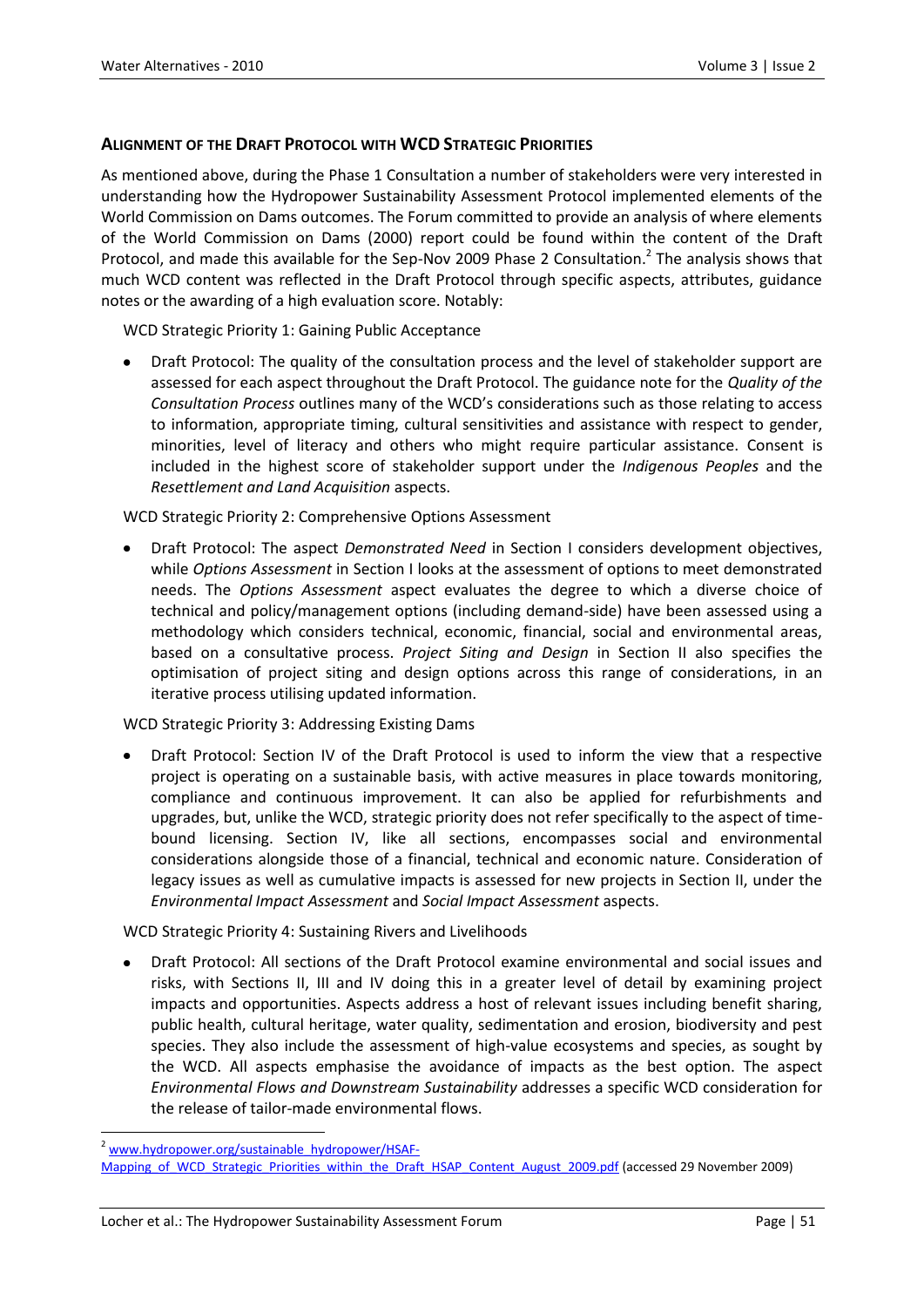## Alignment of the Draft Protocol with WCD Strategic Priorities

As mentioned above, during the Phase 1 Consultation a number of stakeholders were very interested in understanding how the Hydropower Sustainability Assessment Protocol implemented elements of the World Commission on Dams outcomes. The Forum committed to provide an analysis of where elements of the World Commission on Dams (2000) report could be found within the content of the Draft Protocol, and made this available for the Sep-Nov 2009 Phase 2 Consultation.[2] The analysis shows that much WCD content was reflected in the Draft Protocol through specific aspects, attributes, guidance notes or the awarding of a high evaluation score. Notably:

WCD Strategic Priority 1: Gaining Public Acceptance

- Draft Protocol: The quality of the consultation process and the level of stakeholder support are assessed for each aspect throughout the Draft Protocol. The guidance note for the *Quality of the Consultation Process* outlines many of the WCD's considerations such as those relating to access to information, appropriate timing, cultural sensitivities and assistance with respect to gender, minorities, level of literacy and others who might require particular assistance. Consent is included in the highest score of stakeholder support under the *Indigenous Peoples* and the *Resettlement and Land Acquisition* aspects.

WCD Strategic Priority 2: Comprehensive Options Assessment

- Draft Protocol: The aspect *Demonstrated Need* in Section I considers development objectives, while *Options Assessment* in Section I looks at the assessment of options to meet demonstrated needs. The *Options Assessment* aspect evaluates the degree to which a diverse choice of technical and policy/management options (including demand-side) have been assessed using a methodology which considers technical, economic, financial, social and environmental areas, based on a consultative process. *Project Siting and Design* in Section II also specifies the optimisation of project siting and design options across this range of considerations, in an iterative process utilising updated information.

WCD Strategic Priority 3: Addressing Existing Dams

- Draft Protocol: Section IV of the Draft Protocol is used to inform the view that a respective project is operating on a sustainable basis, with active measures in place towards monitoring, compliance and continuous improvement. It can also be applied for refurbishments and upgrades, but, unlike the WCD, strategic priority does not refer specifically to the aspect of time-bound licensing. Section IV, like all sections, encompasses social and environmental considerations alongside those of a financial, technical and economic nature. Consideration of legacy issues as well as cumulative impacts is assessed for new projects in Section II, under the *Environmental Impact Assessment* and *Social Impact Assessment* aspects.

WCD Strategic Priority 4: Sustaining Rivers and Livelihoods

- Draft Protocol: All sections of the Draft Protocol examine environmental and social issues and risks, with Sections II, III and IV doing this in a greater level of detail by examining project impacts and opportunities. Aspects address a host of relevant issues including benefit sharing, public health, cultural heritage, water quality, sedimentation and erosion, biodiversity and pest species. They also include the assessment of high-value ecosystems and species, as sought by the WCD. All aspects emphasise the avoidance of impacts as the best option. The aspect *Environmental Flows and Downstream Sustainability* addresses a specific WCD consideration for the release of tailor-made environmental flows.

---

[2] www.hydropower.org/sustainable_hydropower/HSAF-Mapping_of_WCD_Strategic_Priorities_within_the_Draft_HSAP_Content_August_2009.pdf (accessed 29 November 2009)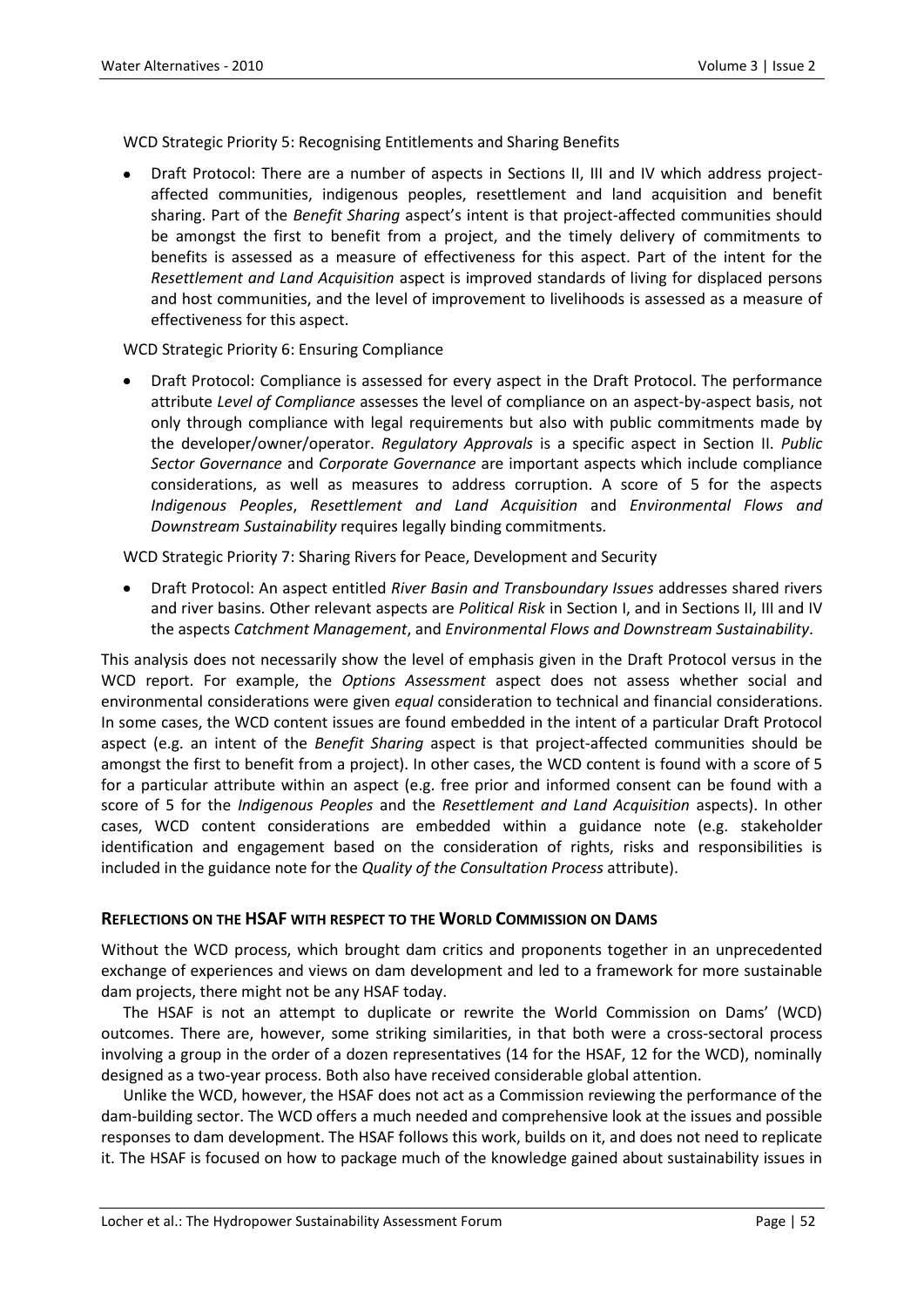WCD Strategic Priority 5: Recognising Entitlements and Sharing Benefits

- Draft Protocol: There are a number of aspects in Sections II, III and IV which address project-affected communities, indigenous peoples, resettlement and land acquisition and benefit sharing. Part of the *Benefit Sharing* aspect's intent is that project-affected communities should be amongst the first to benefit from a project, and the timely delivery of commitments to benefits is assessed as a measure of effectiveness for this aspect. Part of the intent for the *Resettlement and Land Acquisition* aspect is improved standards of living for displaced persons and host communities, and the level of improvement to livelihoods is assessed as a measure of effectiveness for this aspect.

WCD Strategic Priority 6: Ensuring Compliance

- Draft Protocol: Compliance is assessed for every aspect in the Draft Protocol. The performance attribute *Level of Compliance* assesses the level of compliance on an aspect-by-aspect basis, not only through compliance with legal requirements but also with public commitments made by the developer/owner/operator. *Regulatory Approvals* is a specific aspect in Section II. *Public Sector Governance* and *Corporate Governance* are important aspects which include compliance considerations, as well as measures to address corruption. A score of 5 for the aspects *Indigenous Peoples*, *Resettlement and Land Acquisition* and *Environmental Flows and Downstream Sustainability* requires legally binding commitments.

WCD Strategic Priority 7: Sharing Rivers for Peace, Development and Security

- Draft Protocol: An aspect entitled *River Basin and Transboundary Issues* addresses shared rivers and river basins. Other relevant aspects are *Political Risk* in Section I, and in Sections II, III and IV the aspects *Catchment Management*, and *Environmental Flows and Downstream Sustainability*.

This analysis does not necessarily show the level of emphasis given in the Draft Protocol versus in the WCD report. For example, the *Options Assessment* aspect does not assess whether social and environmental considerations were given *equal* consideration to technical and financial considerations. In some cases, the WCD content issues are found embedded in the intent of a particular Draft Protocol aspect (e.g. an intent of the *Benefit Sharing* aspect is that project-affected communities should be amongst the first to benefit from a project). In other cases, the WCD content is found with a score of 5 for a particular attribute within an aspect (e.g. free prior and informed consent can be found with a score of 5 for the *Indigenous Peoples* and the *Resettlement and Land Acquisition* aspects). In other cases, WCD content considerations are embedded within a guidance note (e.g. stakeholder identification and engagement based on the consideration of rights, risks and responsibilities is included in the guidance note for the *Quality of the Consultation Process* attribute).

## Reflections on the HSAF with respect to the World Commission on Dams

Without the WCD process, which brought dam critics and proponents together in an unprecedented exchange of experiences and views on dam development and led to a framework for more sustainable dam projects, there might not be any HSAF today.

The HSAF is not an attempt to duplicate or rewrite the World Commission on Dams' (WCD) outcomes. There are, however, some striking similarities, in that both were a cross-sectoral process involving a group in the order of a dozen representatives (14 for the HSAF, 12 for the WCD), nominally designed as a two-year process. Both also have received considerable global attention.

Unlike the WCD, however, the HSAF does not act as a Commission reviewing the performance of the dam-building sector. The WCD offers a much needed and comprehensive look at the issues and possible responses to dam development. The HSAF follows this work, builds on it, and does not need to replicate it. The HSAF is focused on how to package much of the knowledge gained about sustainability issues in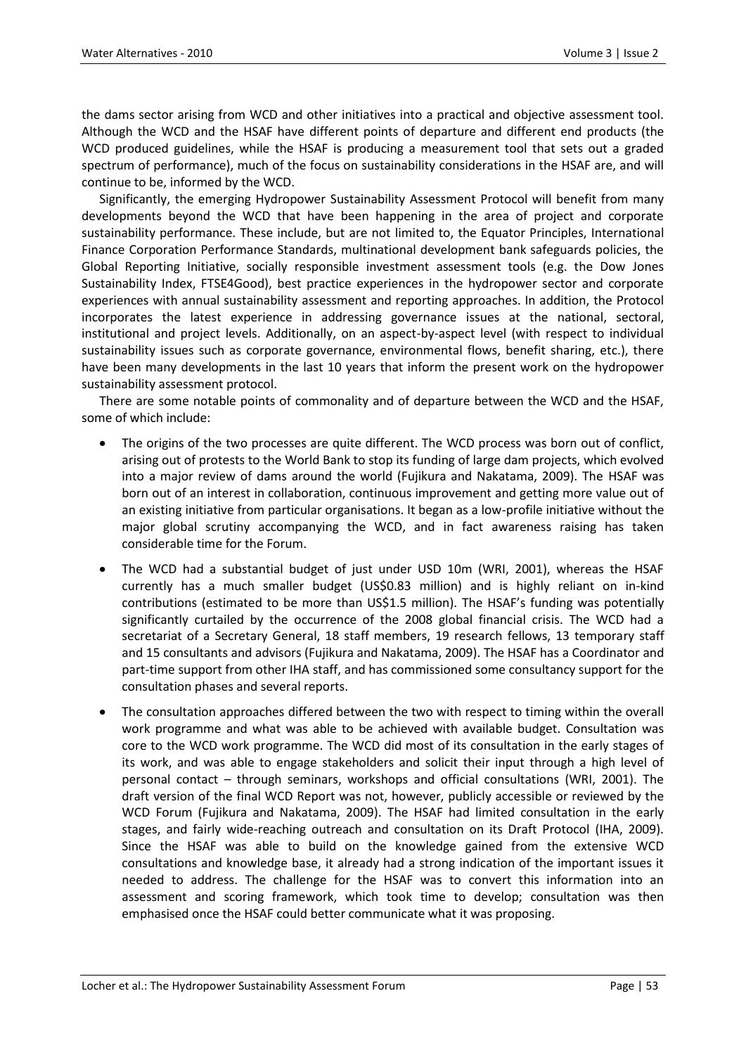the dams sector arising from WCD and other initiatives into a practical and objective assessment tool. Although the WCD and the HSAF have different points of departure and different end products (the WCD produced guidelines, while the HSAF is producing a measurement tool that sets out a graded spectrum of performance), much of the focus on sustainability considerations in the HSAF are, and will continue to be, informed by the WCD.

Significantly, the emerging Hydropower Sustainability Assessment Protocol will benefit from many developments beyond the WCD that have been happening in the area of project and corporate sustainability performance. These include, but are not limited to, the Equator Principles, International Finance Corporation Performance Standards, multinational development bank safeguards policies, the Global Reporting Initiative, socially responsible investment assessment tools (e.g. the Dow Jones Sustainability Index, FTSE4Good), best practice experiences in the hydropower sector and corporate experiences with annual sustainability assessment and reporting approaches. In addition, the Protocol incorporates the latest experience in addressing governance issues at the national, sectoral, institutional and project levels. Additionally, on an aspect-by-aspect level (with respect to individual sustainability issues such as corporate governance, environmental flows, benefit sharing, etc.), there have been many developments in the last 10 years that inform the present work on the hydropower sustainability assessment protocol.

There are some notable points of commonality and of departure between the WCD and the HSAF, some of which include:

- The origins of the two processes are quite different. The WCD process was born out of conflict, arising out of protests to the World Bank to stop its funding of large dam projects, which evolved into a major review of dams around the world (Fujikura and Nakatama, 2009). The HSAF was born out of an interest in collaboration, continuous improvement and getting more value out of an existing initiative from particular organisations. It began as a low-profile initiative without the major global scrutiny accompanying the WCD, and in fact awareness raising has taken considerable time for the Forum.
- The WCD had a substantial budget of just under USD 10m (WRI, 2001), whereas the HSAF currently has a much smaller budget (US$0.83 million) and is highly reliant on in-kind contributions (estimated to be more than US$1.5 million). The HSAF's funding was potentially significantly curtailed by the occurrence of the 2008 global financial crisis. The WCD had a secretariat of a Secretary General, 18 staff members, 19 research fellows, 13 temporary staff and 15 consultants and advisors (Fujikura and Nakatama, 2009). The HSAF has a Coordinator and part-time support from other IHA staff, and has commissioned some consultancy support for the consultation phases and several reports.
- The consultation approaches differed between the two with respect to timing within the overall work programme and what was able to be achieved with available budget. Consultation was core to the WCD work programme. The WCD did most of its consultation in the early stages of its work, and was able to engage stakeholders and solicit their input through a high level of personal contact – through seminars, workshops and official consultations (WRI, 2001). The draft version of the final WCD Report was not, however, publicly accessible or reviewed by the WCD Forum (Fujikura and Nakatama, 2009). The HSAF had limited consultation in the early stages, and fairly wide-reaching outreach and consultation on its Draft Protocol (IHA, 2009). Since the HSAF was able to build on the knowledge gained from the extensive WCD consultations and knowledge base, it already had a strong indication of the important issues it needed to address. The challenge for the HSAF was to convert this information into an assessment and scoring framework, which took time to develop; consultation was then emphasised once the HSAF could better communicate what it was proposing.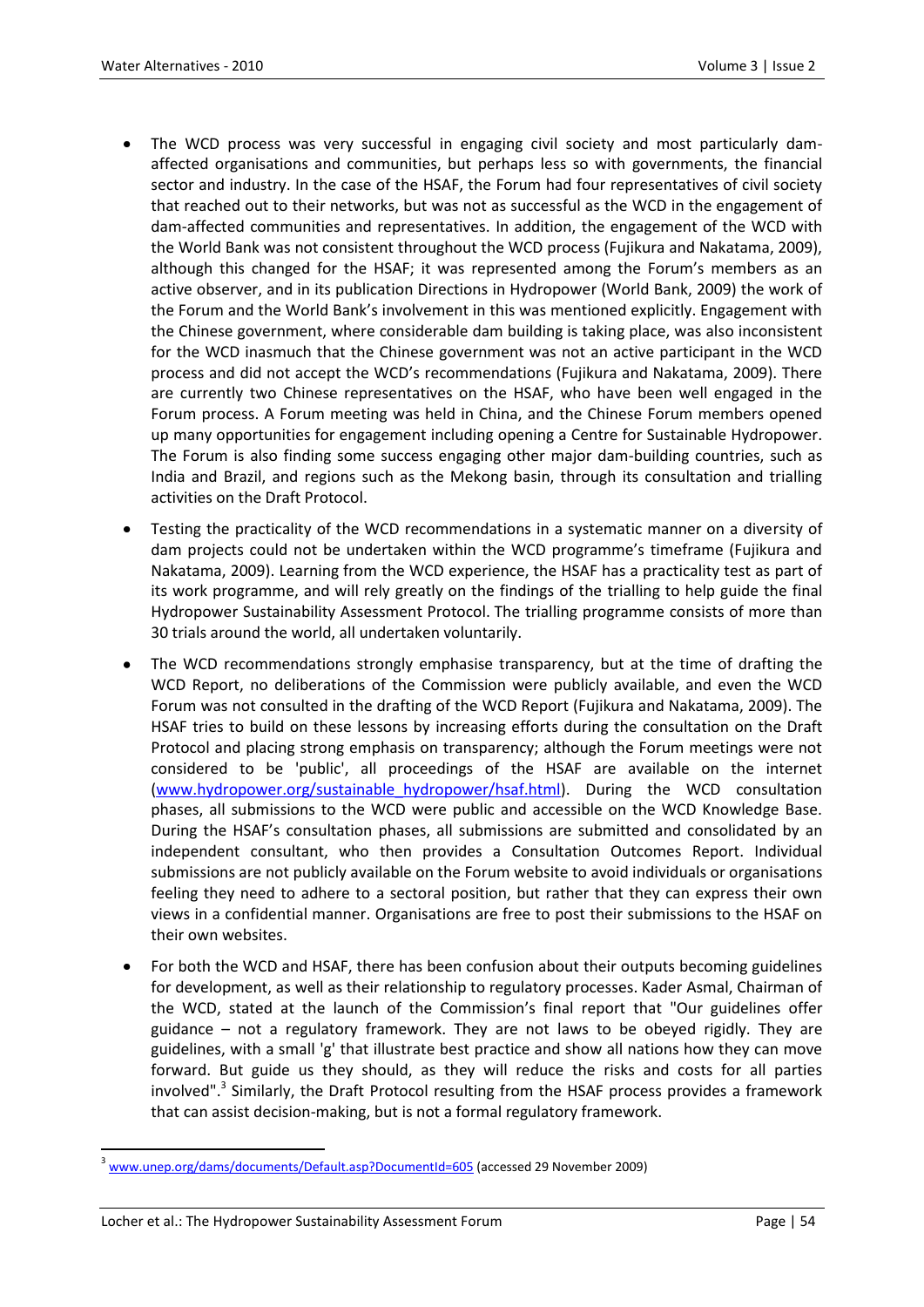- The WCD process was very successful in engaging civil society and most particularly dam-affected organisations and communities, but perhaps less so with governments, the financial sector and industry. In the case of the HSAF, the Forum had four representatives of civil society that reached out to their networks, but was not as successful as the WCD in the engagement of dam-affected communities and representatives. In addition, the engagement of the WCD with the World Bank was not consistent throughout the WCD process (Fujikura and Nakatama, 2009), although this changed for the HSAF; it was represented among the Forum's members as an active observer, and in its publication Directions in Hydropower (World Bank, 2009) the work of the Forum and the World Bank's involvement in this was mentioned explicitly. Engagement with the Chinese government, where considerable dam building is taking place, was also inconsistent for the WCD inasmuch that the Chinese government was not an active participant in the WCD process and did not accept the WCD's recommendations (Fujikura and Nakatama, 2009). There are currently two Chinese representatives on the HSAF, who have been well engaged in the Forum process. A Forum meeting was held in China, and the Chinese Forum members opened up many opportunities for engagement including opening a Centre for Sustainable Hydropower. The Forum is also finding some success engaging other major dam-building countries, such as India and Brazil, and regions such as the Mekong basin, through its consultation and trialling activities on the Draft Protocol.
- Testing the practicality of the WCD recommendations in a systematic manner on a diversity of dam projects could not be undertaken within the WCD programme's timeframe (Fujikura and Nakatama, 2009). Learning from the WCD experience, the HSAF has a practicality test as part of its work programme, and will rely greatly on the findings of the trialling to help guide the final Hydropower Sustainability Assessment Protocol. The trialling programme consists of more than 30 trials around the world, all undertaken voluntarily.
- The WCD recommendations strongly emphasise transparency, but at the time of drafting the WCD Report, no deliberations of the Commission were publicly available, and even the WCD Forum was not consulted in the drafting of the WCD Report (Fujikura and Nakatama, 2009). The HSAF tries to build on these lessons by increasing efforts during the consultation on the Draft Protocol and placing strong emphasis on transparency; although the Forum meetings were not considered to be 'public', all proceedings of the HSAF are available on the internet (www.hydropower.org/sustainable_hydropower/hsaf.html). During the WCD consultation phases, all submissions to the WCD were public and accessible on the WCD Knowledge Base. During the HSAF's consultation phases, all submissions are submitted and consolidated by an independent consultant, who then provides a Consultation Outcomes Report. Individual submissions are not publicly available on the Forum website to avoid individuals or organisations feeling they need to adhere to a sectoral position, but rather that they can express their own views in a confidential manner. Organisations are free to post their submissions to the HSAF on their own websites.
- For both the WCD and HSAF, there has been confusion about their outputs becoming guidelines for development, as well as their relationship to regulatory processes. Kader Asmal, Chairman of the WCD, stated at the launch of the Commission's final report that "Our guidelines offer guidance – not a regulatory framework. They are not laws to be obeyed rigidly. They are guidelines, with a small 'g' that illustrate best practice and show all nations how they can move forward. But guide us they should, as they will reduce the risks and costs for all parties involved".[3] Similarly, the Draft Protocol resulting from the HSAF process provides a framework that can assist decision-making, but is not a formal regulatory framework.

[3] www.unep.org/dams/documents/Default.asp?DocumentId=605 (accessed 29 November 2009)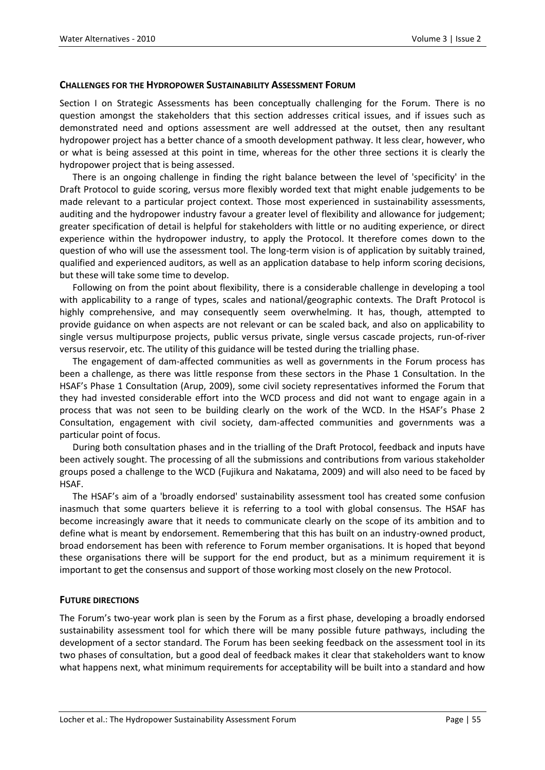## CHALLENGES FOR THE HYDROPOWER SUSTAINABILITY ASSESSMENT FORUM

Section I on Strategic Assessments has been conceptually challenging for the Forum. There is no question amongst the stakeholders that this section addresses critical issues, and if issues such as demonstrated need and options assessment are well addressed at the outset, then any resultant hydropower project has a better chance of a smooth development pathway. It less clear, however, who or what is being assessed at this point in time, whereas for the other three sections it is clearly the hydropower project that is being assessed.

There is an ongoing challenge in finding the right balance between the level of 'specificity' in the Draft Protocol to guide scoring, versus more flexibly worded text that might enable judgements to be made relevant to a particular project context. Those most experienced in sustainability assessments, auditing and the hydropower industry favour a greater level of flexibility and allowance for judgement; greater specification of detail is helpful for stakeholders with little or no auditing experience, or direct experience within the hydropower industry, to apply the Protocol. It therefore comes down to the question of who will use the assessment tool. The long-term vision is of application by suitably trained, qualified and experienced auditors, as well as an application database to help inform scoring decisions, but these will take some time to develop.

Following on from the point about flexibility, there is a considerable challenge in developing a tool with applicability to a range of types, scales and national/geographic contexts. The Draft Protocol is highly comprehensive, and may consequently seem overwhelming. It has, though, attempted to provide guidance on when aspects are not relevant or can be scaled back, and also on applicability to single versus multipurpose projects, public versus private, single versus cascade projects, run-of-river versus reservoir, etc. The utility of this guidance will be tested during the trialling phase.

The engagement of dam-affected communities as well as governments in the Forum process has been a challenge, as there was little response from these sectors in the Phase 1 Consultation. In the HSAF's Phase 1 Consultation (Arup, 2009), some civil society representatives informed the Forum that they had invested considerable effort into the WCD process and did not want to engage again in a process that was not seen to be building clearly on the work of the WCD. In the HSAF's Phase 2 Consultation, engagement with civil society, dam-affected communities and governments was a particular point of focus.

During both consultation phases and in the trialling of the Draft Protocol, feedback and inputs have been actively sought. The processing of all the submissions and contributions from various stakeholder groups posed a challenge to the WCD (Fujikura and Nakatama, 2009) and will also need to be faced by HSAF.

The HSAF's aim of a 'broadly endorsed' sustainability assessment tool has created some confusion inasmuch that some quarters believe it is referring to a tool with global consensus. The HSAF has become increasingly aware that it needs to communicate clearly on the scope of its ambition and to define what is meant by endorsement. Remembering that this has built on an industry-owned product, broad endorsement has been with reference to Forum member organisations. It is hoped that beyond these organisations there will be support for the end product, but as a minimum requirement it is important to get the consensus and support of those working most closely on the new Protocol.

## FUTURE DIRECTIONS

The Forum's two-year work plan is seen by the Forum as a first phase, developing a broadly endorsed sustainability assessment tool for which there will be many possible future pathways, including the development of a sector standard. The Forum has been seeking feedback on the assessment tool in its two phases of consultation, but a good deal of feedback makes it clear that stakeholders want to know what happens next, what minimum requirements for acceptability will be built into a standard and how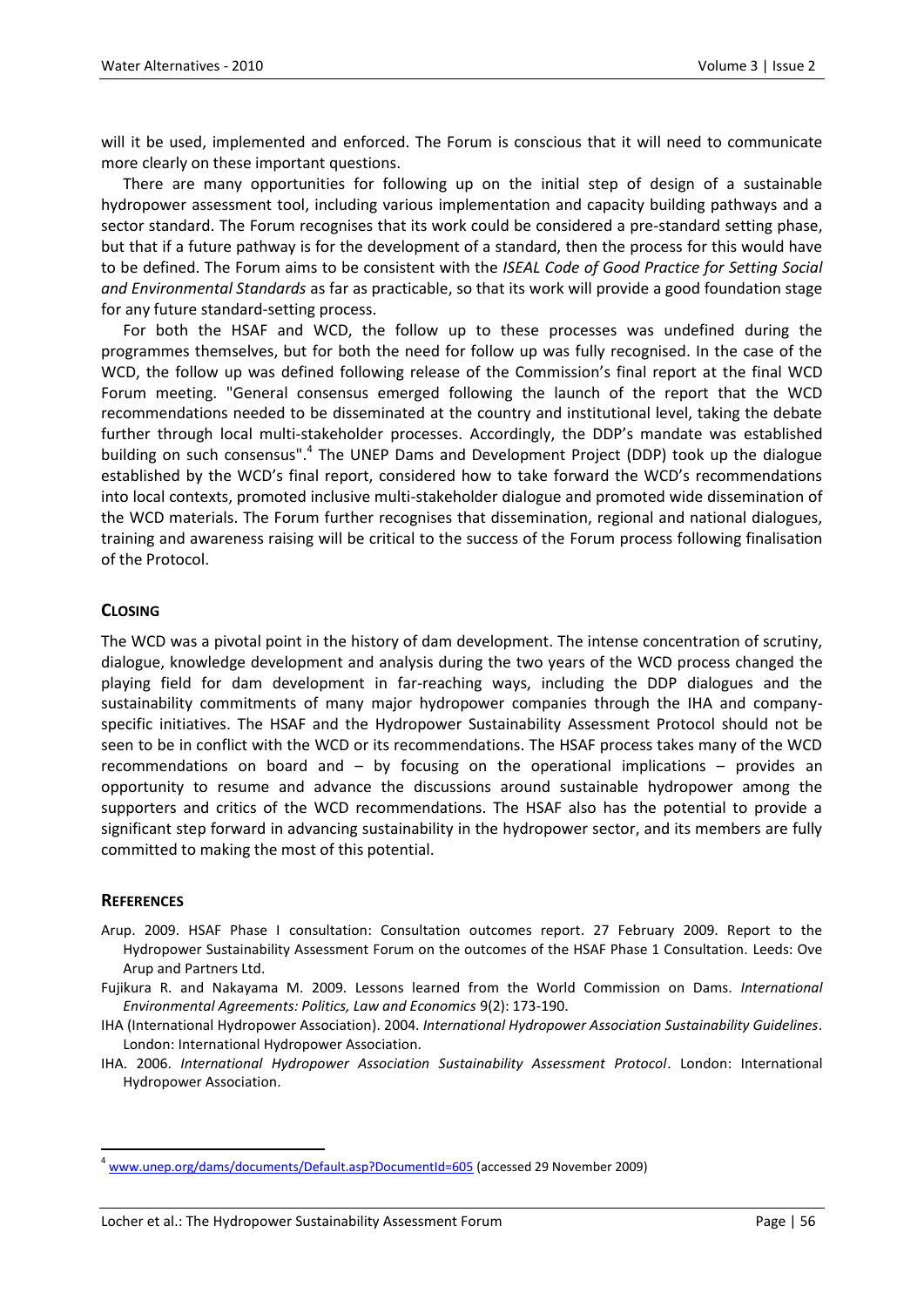will it be used, implemented and enforced. The Forum is conscious that it will need to communicate more clearly on these important questions.

There are many opportunities for following up on the initial step of design of a sustainable hydropower assessment tool, including various implementation and capacity building pathways and a sector standard. The Forum recognises that its work could be considered a pre-standard setting phase, but that if a future pathway is for the development of a standard, then the process for this would have to be defined. The Forum aims to be consistent with the *ISEAL Code of Good Practice for Setting Social and Environmental Standards* as far as practicable, so that its work will provide a good foundation stage for any future standard-setting process.

For both the HSAF and WCD, the follow up to these processes was undefined during the programmes themselves, but for both the need for follow up was fully recognised. In the case of the WCD, the follow up was defined following release of the Commission's final report at the final WCD Forum meeting. "General consensus emerged following the launch of the report that the WCD recommendations needed to be disseminated at the country and institutional level, taking the debate further through local multi-stakeholder processes. Accordingly, the DDP's mandate was established building on such consensus".[4] The UNEP Dams and Development Project (DDP) took up the dialogue established by the WCD's final report, considered how to take forward the WCD's recommendations into local contexts, promoted inclusive multi-stakeholder dialogue and promoted wide dissemination of the WCD materials. The Forum further recognises that dissemination, regional and national dialogues, training and awareness raising will be critical to the success of the Forum process following finalisation of the Protocol.

## CLOSING

The WCD was a pivotal point in the history of dam development. The intense concentration of scrutiny, dialogue, knowledge development and analysis during the two years of the WCD process changed the playing field for dam development in far-reaching ways, including the DDP dialogues and the sustainability commitments of many major hydropower companies through the IHA and company-specific initiatives. The HSAF and the Hydropower Sustainability Assessment Protocol should not be seen to be in conflict with the WCD or its recommendations. The HSAF process takes many of the WCD recommendations on board and – by focusing on the operational implications – provides an opportunity to resume and advance the discussions around sustainable hydropower among the supporters and critics of the WCD recommendations. The HSAF also has the potential to provide a significant step forward in advancing sustainability in the hydropower sector, and its members are fully committed to making the most of this potential.

## REFERENCES

Arup. 2009. HSAF Phase I consultation: Consultation outcomes report. 27 February 2009. Report to the Hydropower Sustainability Assessment Forum on the outcomes of the HSAF Phase 1 Consultation. Leeds: Ove Arup and Partners Ltd.

Fujikura R. and Nakayama M. 2009. Lessons learned from the World Commission on Dams. *International Environmental Agreements: Politics, Law and Economics* 9(2): 173-190.

IHA (International Hydropower Association). 2004. *International Hydropower Association Sustainability Guidelines*. London: International Hydropower Association.

IHA. 2006. *International Hydropower Association Sustainability Assessment Protocol*. London: International Hydropower Association.

---

[4] www.unep.org/dams/documents/Default.asp?DocumentId=605 (accessed 29 November 2009)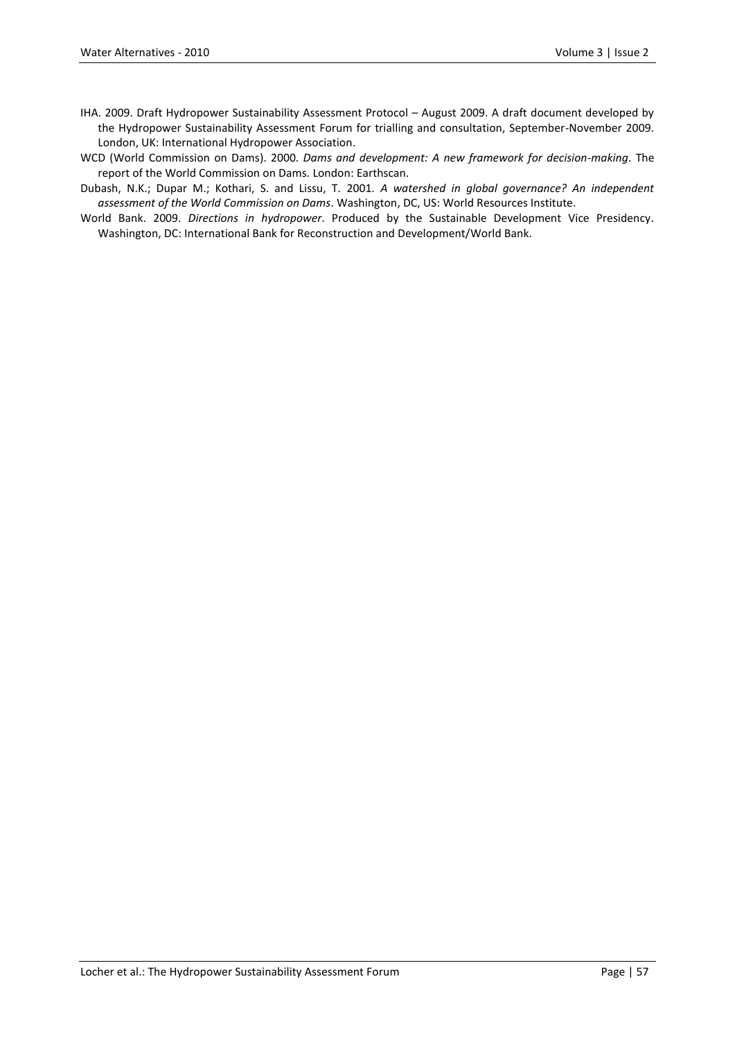IHA. 2009. Draft Hydropower Sustainability Assessment Protocol – August 2009. A draft document developed by the Hydropower Sustainability Assessment Forum for trialling and consultation, September-November 2009. London, UK: International Hydropower Association.

WCD (World Commission on Dams). 2000. *Dams and development: A new framework for decision-making*. The report of the World Commission on Dams. London: Earthscan.

Dubash, N.K.; Dupar M.; Kothari, S. and Lissu, T. 2001. *A watershed in global governance? An independent assessment of the World Commission on Dams*. Washington, DC, US: World Resources Institute.

World Bank. 2009. *Directions in hydropower*. Produced by the Sustainable Development Vice Presidency. Washington, DC: International Bank for Reconstruction and Development/World Bank.